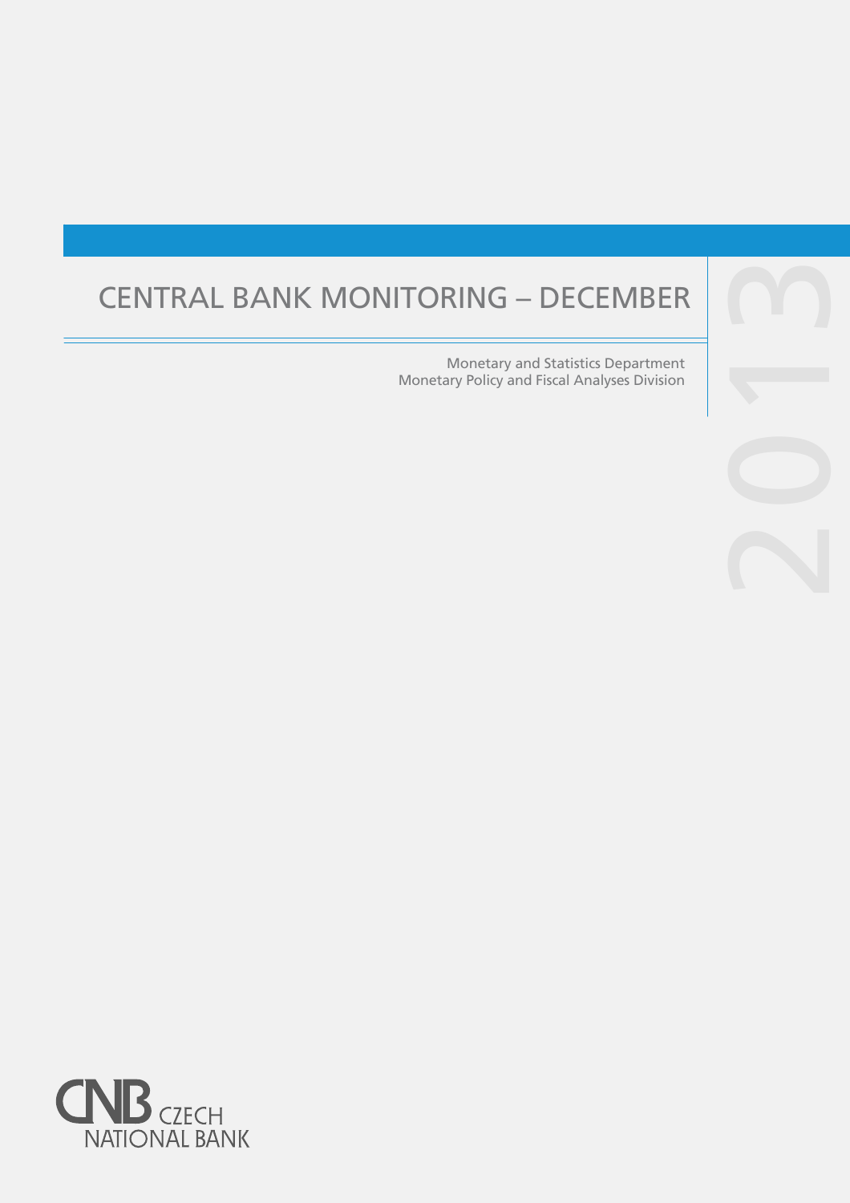# CENTRAL BANK MONITORING – DECEMBER

2013

Monetary and Statistics Department
Monetary Policy and Fiscal Analyses Division

CNB CZECH NATIONAL BANK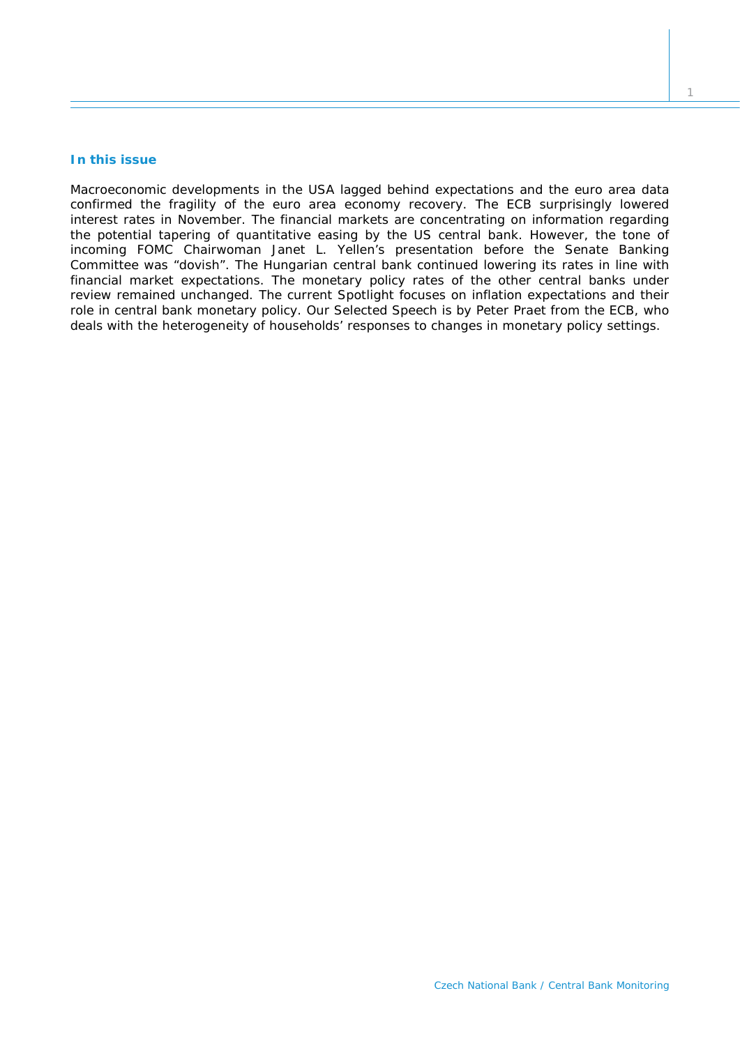## In this issue

Macroeconomic developments in the USA lagged behind expectations and the euro area data confirmed the fragility of the euro area economy recovery. The ECB surprisingly lowered interest rates in November. The financial markets are concentrating on information regarding the potential tapering of quantitative easing by the US central bank. However, the tone of incoming FOMC Chairwoman Janet L. Yellen's presentation before the Senate Banking Committee was "dovish". The Hungarian central bank continued lowering its rates in line with financial market expectations. The monetary policy rates of the other central banks under review remained unchanged. The current Spotlight focuses on inflation expectations and their role in central bank monetary policy. Our Selected Speech is by Peter Praet from the ECB, who deals with the heterogeneity of households' responses to changes in monetary policy settings.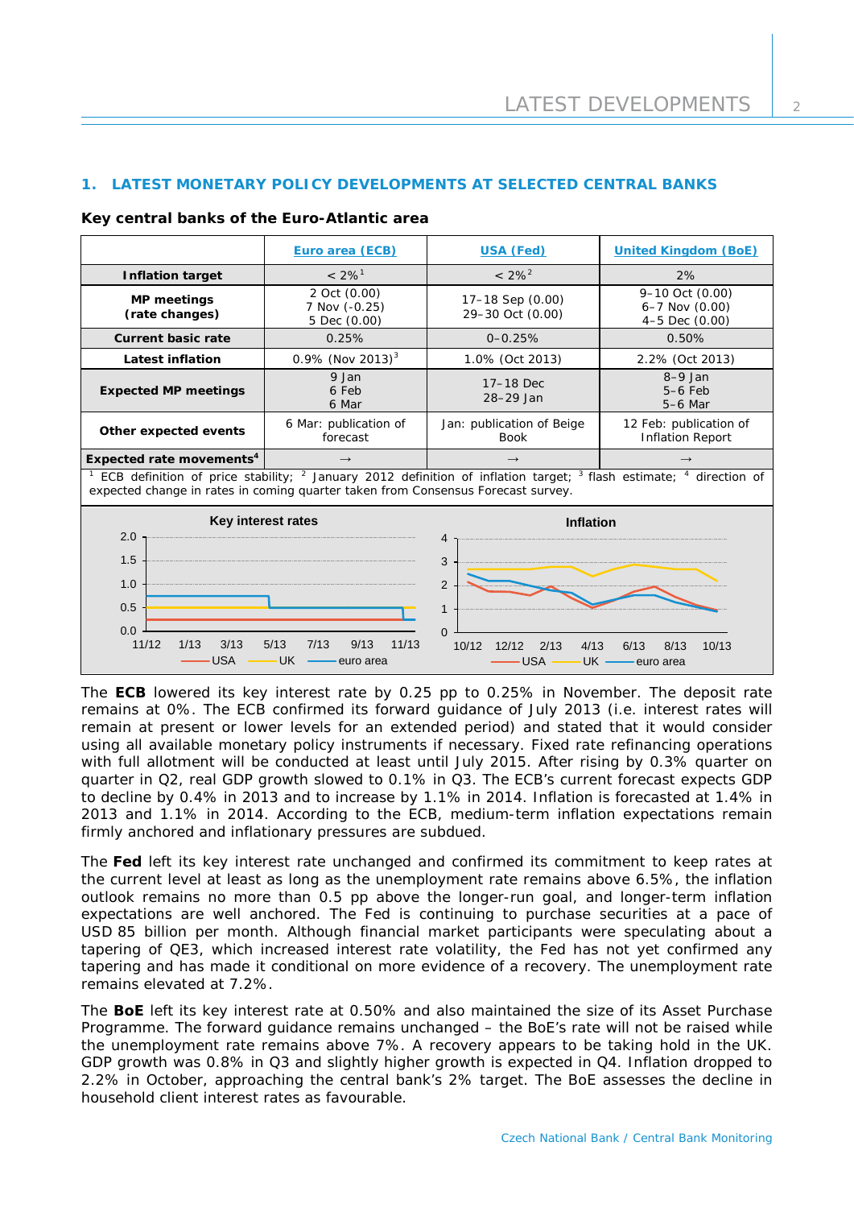## 1. LATEST MONETARY POLICY DEVELOPMENTS AT SELECTED CENTRAL BANKS

**Key central banks of the Euro-Atlantic area**

| | Euro area (ECB) | USA (Fed) | United Kingdom (BoE) |
|---|---|---|---|
| **Inflation target** | < 2%[1] | < 2%[2] | 2% |
| **MP meetings (rate changes)** | 2 Oct (0.00)<br>7 Nov (-0.25)<br>5 Dec (0.00) | 17–18 Sep (0.00)<br>29–30 Oct (0.00) | 9–10 Oct (0.00)<br>6–7 Nov (0.00)<br>4–5 Dec (0.00) |
| **Current basic rate** | 0.25% | 0–0.25% | 0.50% |
| **Latest inflation** | 0.9% (Nov 2013)[3] | 1.0% (Oct 2013) | 2.2% (Oct 2013) |
| **Expected MP meetings** | 9 Jan<br>6 Feb<br>6 Mar | 17–18 Dec<br>28–29 Jan | 8–9 Jan<br>5–6 Feb<br>5–6 Mar |
| **Other expected events** | 6 Mar: publication of forecast | Jan: publication of Beige Book | 12 Feb: publication of Inflation Report |
| **Expected rate movements**[4] | → | → | → |

[1] ECB definition of price stability; [2] January 2012 definition of inflation target; [3] flash estimate; [4] direction of expected change in rates in coming quarter taken from Consensus Forecast survey.

The **ECB** lowered its key interest rate by 0.25 pp to 0.25% in November. The deposit rate remains at 0%. The ECB confirmed its forward guidance of July 2013 (i.e. interest rates will remain at present or lower levels for an extended period) and stated that it would consider using all available monetary policy instruments if necessary. Fixed rate refinancing operations with full allotment will be conducted at least until July 2015. After rising by 0.3% quarter on quarter in Q2, real GDP growth slowed to 0.1% in Q3. The ECB's current forecast expects GDP to decline by 0.4% in 2013 and to increase by 1.1% in 2014. Inflation is forecasted at 1.4% in 2013 and 1.1% in 2014. According to the ECB, medium-term inflation expectations remain firmly anchored and inflationary pressures are subdued.

The **Fed** left its key interest rate unchanged and confirmed its commitment to keep rates at the current level at least as long as the unemployment rate remains above 6.5%, the inflation outlook remains no more than 0.5 pp above the longer-run goal, and longer-term inflation expectations are well anchored. The Fed is continuing to purchase securities at a pace of USD 85 billion per month. Although financial market participants were speculating about a tapering of QE3, which increased interest rate volatility, the Fed has not yet confirmed any tapering and has made it conditional on more evidence of a recovery. The unemployment rate remains elevated at 7.2%.

The **BoE** left its key interest rate at 0.50% and also maintained the size of its Asset Purchase Programme. The forward guidance remains unchanged – the BoE's rate will not be raised while the unemployment rate remains above 7%. A recovery appears to be taking hold in the UK. GDP growth was 0.8% in Q3 and slightly higher growth is expected in Q4. Inflation dropped to 2.2% in October, approaching the central bank's 2% target. The BoE assesses the decline in household client interest rates as favourable.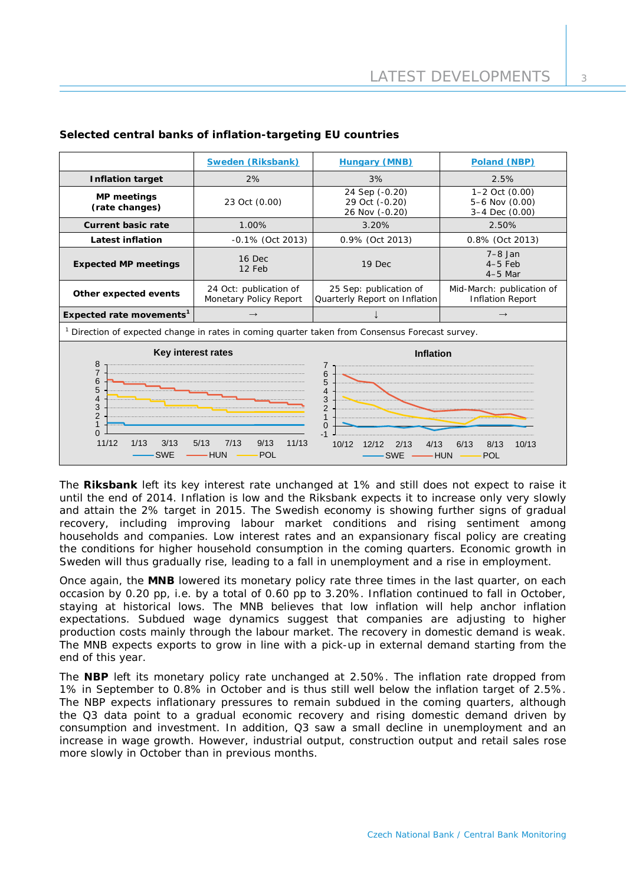**Selected central banks of inflation-targeting EU countries**

| | Sweden (Riksbank) | Hungary (MNB) | Poland (NBP) |
|---|---|---|---|
| **Inflation target** | 2% | 3% | 2.5% |
| **MP meetings (rate changes)** | 23 Oct (0.00) | 24 Sep (-0.20)<br>29 Oct (-0.20)<br>26 Nov (-0.20) | 1–2 Oct (0.00)<br>5–6 Nov (0.00)<br>3–4 Dec (0.00) |
| **Current basic rate** | 1.00% | 3.20% | 2.50% |
| **Latest inflation** | -0.1% (Oct 2013) | 0.9% (Oct 2013) | 0.8% (Oct 2013) |
| **Expected MP meetings** | 16 Dec<br>12 Feb | 19 Dec | 7–8 Jan<br>4–5 Feb<br>4–5 Mar |
| **Other expected events** | 24 Oct: publication of Monetary Policy Report | 25 Sep: publication of Quarterly Report on Inflation | Mid-March: publication of Inflation Report |
| **Expected rate movements[1]** | → | ↓ | → |

[1] Direction of expected change in rates in coming quarter taken from Consensus Forecast survey.

The **Riksbank** left its key interest rate unchanged at 1% and still does not expect to raise it until the end of 2014. Inflation is low and the Riksbank expects it to increase only very slowly and attain the 2% target in 2015. The Swedish economy is showing further signs of gradual recovery, including improving labour market conditions and rising sentiment among households and companies. Low interest rates and an expansionary fiscal policy are creating the conditions for higher household consumption in the coming quarters. Economic growth in Sweden will thus gradually rise, leading to a fall in unemployment and a rise in employment.

Once again, the **MNB** lowered its monetary policy rate three times in the last quarter, on each occasion by 0.20 pp, i.e. by a total of 0.60 pp to 3.20%. Inflation continued to fall in October, staying at historical lows. The MNB believes that low inflation will help anchor inflation expectations. Subdued wage dynamics suggest that companies are adjusting to higher production costs mainly through the labour market. The recovery in domestic demand is weak. The MNB expects exports to grow in line with a pick-up in external demand starting from the end of this year.

The **NBP** left its monetary policy rate unchanged at 2.50%. The inflation rate dropped from 1% in September to 0.8% in October and is thus still well below the inflation target of 2.5%. The NBP expects inflationary pressures to remain subdued in the coming quarters, although the Q3 data point to a gradual economic recovery and rising domestic demand driven by consumption and investment. In addition, Q3 saw a small decline in unemployment and an increase in wage growth. However, industrial output, construction output and retail sales rose more slowly in October than in previous months.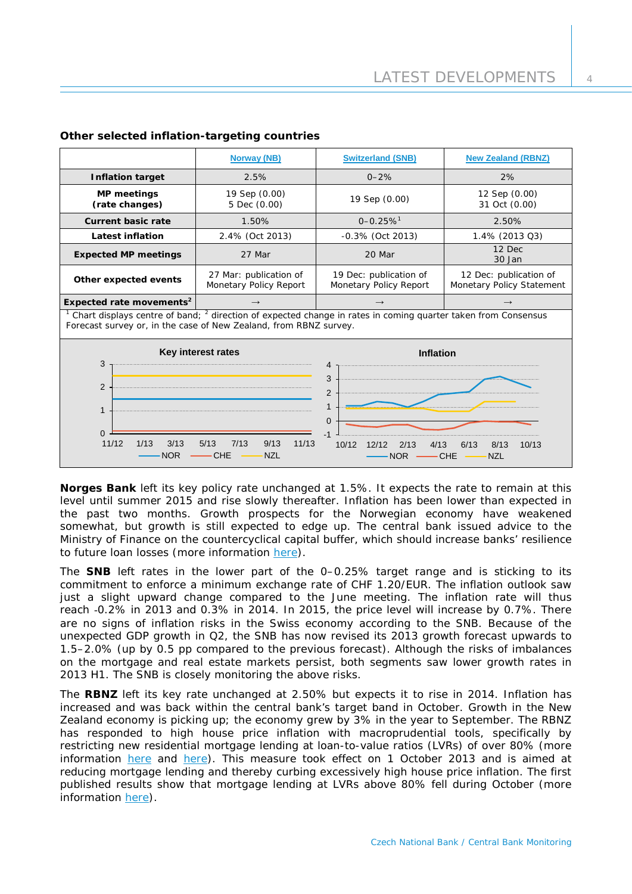**Other selected inflation-targeting countries**

| | Norway (NB) | Switzerland (SNB) | New Zealand (RBNZ) |
|---|---|---|---|
| **Inflation target** | 2.5% | 0–2% | 2% |
| **MP meetings (rate changes)** | 19 Sep (0.00)<br>5 Dec (0.00) | 19 Sep (0.00) | 12 Sep (0.00)<br>31 Oct (0.00) |
| **Current basic rate** | 1.50% | 0–0.25%[1] | 2.50% |
| **Latest inflation** | 2.4% (Oct 2013) | -0.3% (Oct 2013) | 1.4% (2013 Q3) |
| **Expected MP meetings** | 27 Mar | 20 Mar | 12 Dec<br>30 Jan |
| **Other expected events** | 27 Mar: publication of Monetary Policy Report | 19 Dec: publication of Monetary Policy Report | 12 Dec: publication of Monetary Policy Statement |
| **Expected rate movements[2]** | → | → | → |

[1] Chart displays centre of band; [2] direction of expected change in rates in coming quarter taken from Consensus Forecast survey or, in the case of New Zealand, from RBNZ survey.

**Norges Bank** left its key policy rate unchanged at 1.5%. It expects the rate to remain at this level until summer 2015 and rise slowly thereafter. Inflation has been lower than expected in the past two months. Growth prospects for the Norwegian economy have weakened somewhat, but growth is still expected to edge up. The central bank issued advice to the Ministry of Finance on the countercyclical capital buffer, which should increase banks' resilience to future loan losses (more information here).

The **SNB** left rates in the lower part of the 0–0.25% target range and is sticking to its commitment to enforce a minimum exchange rate of CHF 1.20/EUR. The inflation outlook saw just a slight upward change compared to the June meeting. The inflation rate will thus reach -0.2% in 2013 and 0.3% in 2014. In 2015, the price level will increase by 0.7%. There are no signs of inflation risks in the Swiss economy according to the SNB. Because of the unexpected GDP growth in Q2, the SNB has now revised its 2013 growth forecast upwards to 1.5–2.0% (up by 0.5 pp compared to the previous forecast). Although the risks of imbalances on the mortgage and real estate markets persist, both segments saw lower growth rates in 2013 H1. The SNB is closely monitoring the above risks.

The **RBNZ** left its key rate unchanged at 2.50% but expects it to rise in 2014. Inflation has increased and was back within the central bank's target band in October. Growth in the New Zealand economy is picking up; the economy grew by 3% in the year to September. The RBNZ has responded to high house price inflation with macroprudential tools, specifically by restricting new residential mortgage lending at loan-to-value ratios (LVRs) of over 80% (more information here and here). This measure took effect on 1 October 2013 and is aimed at reducing mortgage lending and thereby curbing excessively high house price inflation. The first published results show that mortgage lending at LVRs above 80% fell during October (more information here).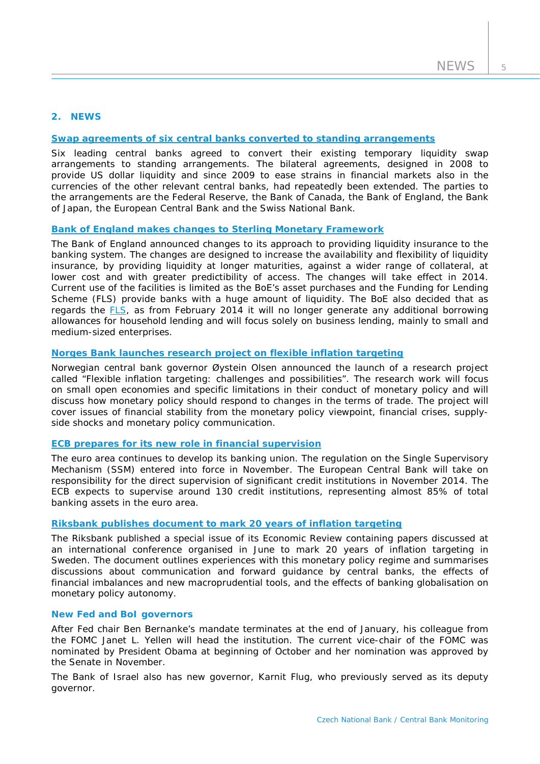## 2. NEWS

### Swap agreements of six central banks converted to standing arrangements

Six leading central banks agreed to convert their existing temporary liquidity swap arrangements to standing arrangements. The bilateral agreements, designed in 2008 to provide US dollar liquidity and since 2009 to ease strains in financial markets also in the currencies of the other relevant central banks, had repeatedly been extended. The parties to the arrangements are the Federal Reserve, the Bank of Canada, the Bank of England, the Bank of Japan, the European Central Bank and the Swiss National Bank.

### Bank of England makes changes to Sterling Monetary Framework

The Bank of England announced changes to its approach to providing liquidity insurance to the banking system. The changes are designed to increase the availability and flexibility of liquidity insurance, by providing liquidity at longer maturities, against a wider range of collateral, at lower cost and with greater predictability of access. The changes will take effect in 2014. Current use of the facilities is limited as the BoE's asset purchases and the Funding for Lending Scheme (FLS) provide banks with a huge amount of liquidity. The BoE also decided that as regards the FLS, as from February 2014 it will no longer generate any additional borrowing allowances for household lending and will focus solely on business lending, mainly to small and medium-sized enterprises.

### Norges Bank launches research project on flexible inflation targeting

Norwegian central bank governor Øystein Olsen announced the launch of a research project called "Flexible inflation targeting: challenges and possibilities". The research work will focus on small open economies and specific limitations in their conduct of monetary policy and will discuss how monetary policy should respond to changes in the terms of trade. The project will cover issues of financial stability from the monetary policy viewpoint, financial crises, supply-side shocks and monetary policy communication.

### ECB prepares for its new role in financial supervision

The euro area continues to develop its banking union. The regulation on the Single Supervisory Mechanism (SSM) entered into force in November. The European Central Bank will take on responsibility for the direct supervision of significant credit institutions in November 2014. The ECB expects to supervise around 130 credit institutions, representing almost 85% of total banking assets in the euro area.

### Riksbank publishes document to mark 20 years of inflation targeting

The Riksbank published a special issue of its Economic Review containing papers discussed at an international conference organised in June to mark 20 years of inflation targeting in Sweden. The document outlines experiences with this monetary policy regime and summarises discussions about communication and forward guidance by central banks, the effects of financial imbalances and new macroprudential tools, and the effects of banking globalisation on monetary policy autonomy.

### New Fed and BoI governors

After Fed chair Ben Bernanke's mandate terminates at the end of January, his colleague from the FOMC Janet L. Yellen will head the institution. The current vice-chair of the FOMC was nominated by President Obama at beginning of October and her nomination was approved by the Senate in November.

The Bank of Israel also has new governor, Karnit Flug, who previously served as its deputy governor.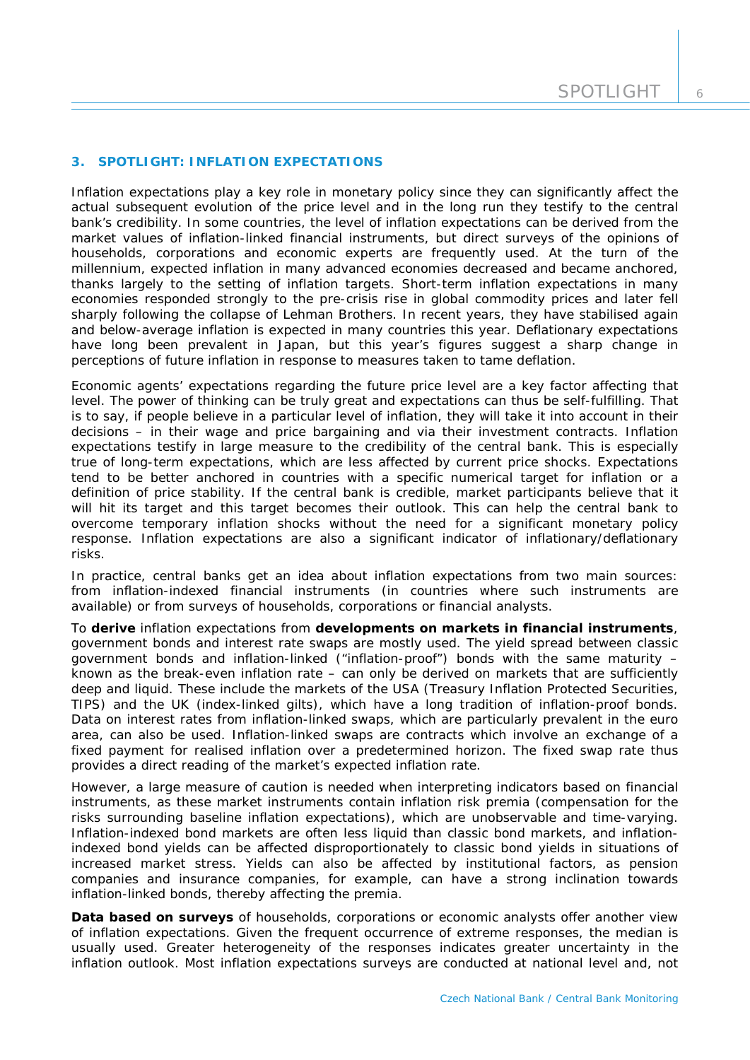## 3. SPOTLIGHT: INFLATION EXPECTATIONS

Inflation expectations play a key role in monetary policy since they can significantly affect the actual subsequent evolution of the price level and in the long run they testify to the central bank's credibility. In some countries, the level of inflation expectations can be derived from the market values of inflation-linked financial instruments, but direct surveys of the opinions of households, corporations and economic experts are frequently used. At the turn of the millennium, expected inflation in many advanced economies decreased and became anchored, thanks largely to the setting of inflation targets. Short-term inflation expectations in many economies responded strongly to the pre-crisis rise in global commodity prices and later fell sharply following the collapse of Lehman Brothers. In recent years, they have stabilised again and below-average inflation is expected in many countries this year. Deflationary expectations have long been prevalent in Japan, but this year's figures suggest a sharp change in perceptions of future inflation in response to measures taken to tame deflation.

Economic agents' expectations regarding the future price level are a key factor affecting that level. The power of thinking can be truly great and expectations can thus be self-fulfilling. That is to say, if people believe in a particular level of inflation, they will take it into account in their decisions – in their wage and price bargaining and via their investment contracts. Inflation expectations testify in large measure to the credibility of the central bank. This is especially true of long-term expectations, which are less affected by current price shocks. Expectations tend to be better anchored in countries with a specific numerical target for inflation or a definition of price stability. If the central bank is credible, market participants believe that it will hit its target and this target becomes their outlook. This can help the central bank to overcome temporary inflation shocks without the need for a significant monetary policy response. Inflation expectations are also a significant indicator of inflationary/deflationary risks.

In practice, central banks get an idea about inflation expectations from two main sources: from inflation-indexed financial instruments (in countries where such instruments are available) or from surveys of households, corporations or financial analysts.

To **derive** inflation expectations from **developments on markets in financial instruments**, government bonds and interest rate swaps are mostly used. The yield spread between classic government bonds and inflation-linked ("inflation-proof") bonds with the same maturity – known as the break-even inflation rate – can only be derived on markets that are sufficiently deep and liquid. These include the markets of the USA (Treasury Inflation Protected Securities, TIPS) and the UK (index-linked gilts), which have a long tradition of inflation-proof bonds. Data on interest rates from inflation-linked swaps, which are particularly prevalent in the euro area, can also be used. Inflation-linked swaps are contracts which involve an exchange of a fixed payment for realised inflation over a predetermined horizon. The fixed swap rate thus provides a direct reading of the market's expected inflation rate.

However, a large measure of caution is needed when interpreting indicators based on financial instruments, as these market instruments contain inflation risk premia (compensation for the risks surrounding baseline inflation expectations), which are unobservable and time-varying. Inflation-indexed bond markets are often less liquid than classic bond markets, and inflation-indexed bond yields can be affected disproportionately to classic bond yields in situations of increased market stress. Yields can also be affected by institutional factors, as pension companies and insurance companies, for example, can have a strong inclination towards inflation-linked bonds, thereby affecting the premia.

**Data based on surveys** of households, corporations or economic analysts offer another view of inflation expectations. Given the frequent occurrence of extreme responses, the median is usually used. Greater heterogeneity of the responses indicates greater uncertainty in the inflation outlook. Most inflation expectations surveys are conducted at national level and, not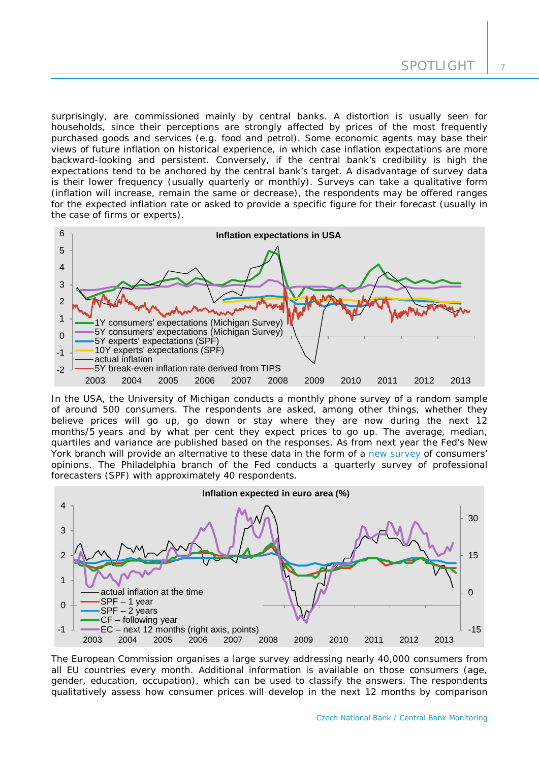surprisingly, are commissioned mainly by central banks. A distortion is usually seen for households, since their perceptions are strongly affected by prices of the most frequently purchased goods and services (e.g. food and petrol). Some economic agents may base their views of future inflation on historical experience, in which case inflation expectations are more backward-looking and persistent. Conversely, if the central bank's credibility is high the expectations tend to be anchored by the central bank's target. A disadvantage of survey data is their lower frequency (usually quarterly or monthly). Surveys can take a qualitative form (inflation will increase, remain the same or decrease), the respondents may be offered ranges for the expected inflation rate or asked to provide a specific figure for their forecast (usually in the case of firms or experts).

**Inflation expectations in USA**

- 1Y consumers' expectations (Michigan Survey)
- 5Y consumers' expectations (Michigan Survey)
- 5Y experts' expectations (SPF)
- 10Y experts' expectations (SPF)
- actual inflation
- 5Y break-even inflation rate derived from TIPS

In the USA, the University of Michigan conducts a monthly phone survey of a random sample of around 500 consumers. The respondents are asked, among other things, whether they believe prices will go up, go down or stay where they are now during the next 12 months/5 years and by what per cent they expect prices to go up. The average, median, quartiles and variance are published based on the responses. As from next year the Fed's New York branch will provide an alternative to these data in the form of a new survey of consumers' opinions. The Philadelphia branch of the Fed conducts a quarterly survey of professional forecasters (SPF) with approximately 40 respondents.

**Inflation expected in euro area (%)**

- actual inflation at the time
- SPF – 1 year
- SPF – 2 years
- CF – following year
- EC – next 12 months (right axis, points)

The European Commission organises a large survey addressing nearly 40,000 consumers from all EU countries every month. Additional information is available on those consumers (age, gender, education, occupation), which can be used to classify the answers. The respondents qualitatively assess how consumer prices will develop in the next 12 months by comparison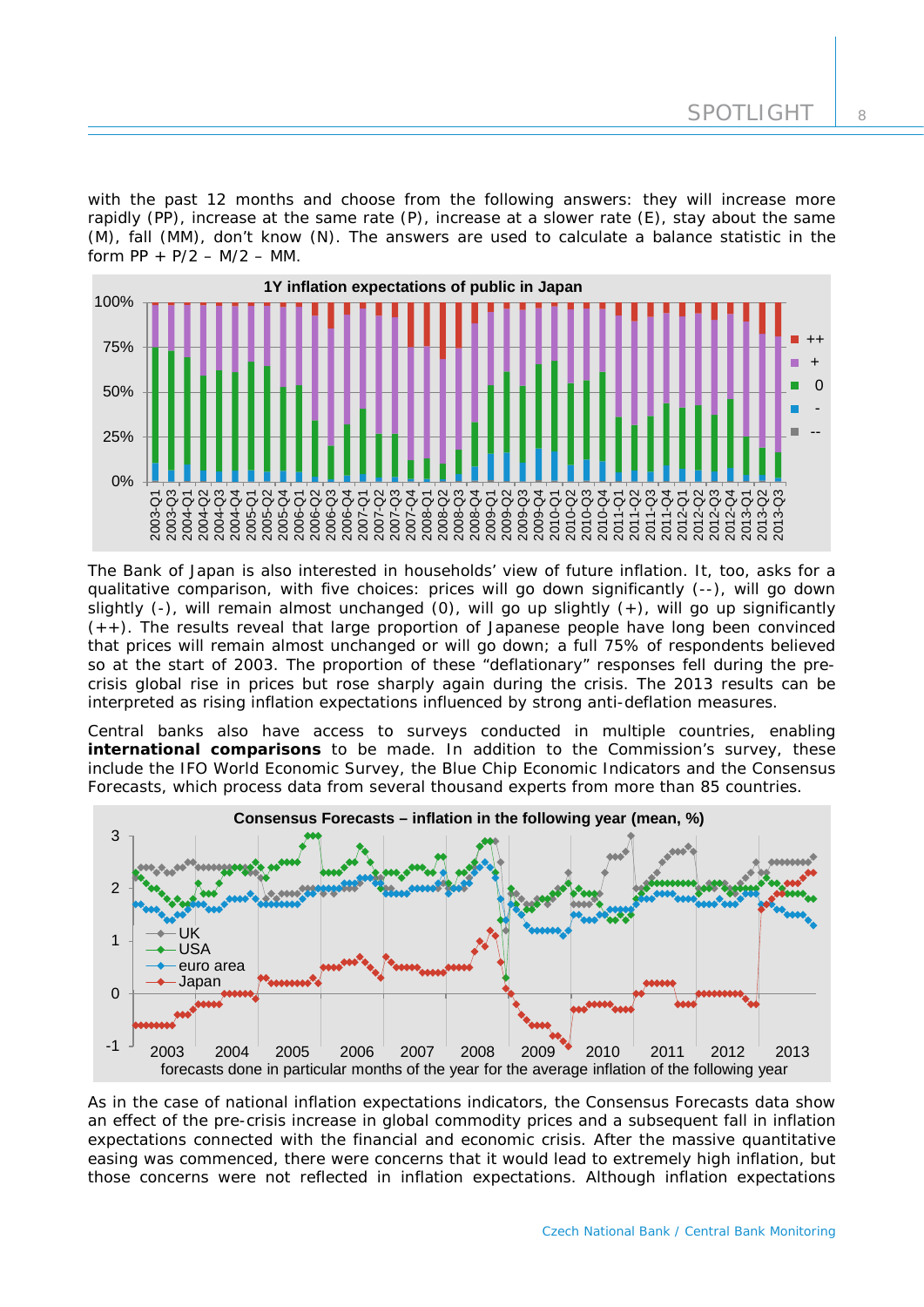with the past 12 months and choose from the following answers: they will increase more rapidly (PP), increase at the same rate (P), increase at a slower rate (E), stay about the same (M), fall (MM), don't know (N). The answers are used to calculate a balance statistic in the form PP + P/2 – M/2 – MM.

**1Y inflation expectations of public in Japan**

The Bank of Japan is also interested in households' view of future inflation. It, too, asks for a qualitative comparison, with five choices: prices will go down significantly (--), will go down slightly (-), will remain almost unchanged (0), will go up slightly (+), will go up significantly (++). The results reveal that large proportion of Japanese people have long been convinced that prices will remain almost unchanged or will go down; a full 75% of respondents believed so at the start of 2003. The proportion of these "deflationary" responses fell during the pre-crisis global rise in prices but rose sharply again during the crisis. The 2013 results can be interpreted as rising inflation expectations influenced by strong anti-deflation measures.

Central banks also have access to surveys conducted in multiple countries, enabling **international comparisons** to be made. In addition to the Commission's survey, these include the IFO World Economic Survey, the Blue Chip Economic Indicators and the Consensus Forecasts, which process data from several thousand experts from more than 85 countries.

**Consensus Forecasts – inflation in the following year (mean, %)**

forecasts done in particular months of the year for the average inflation of the following year

As in the case of national inflation expectations indicators, the Consensus Forecasts data show an effect of the pre-crisis increase in global commodity prices and a subsequent fall in inflation expectations connected with the financial and economic crisis. After the massive quantitative easing was commenced, there were concerns that it would lead to extremely high inflation, but those concerns were not reflected in inflation expectations. Although inflation expectations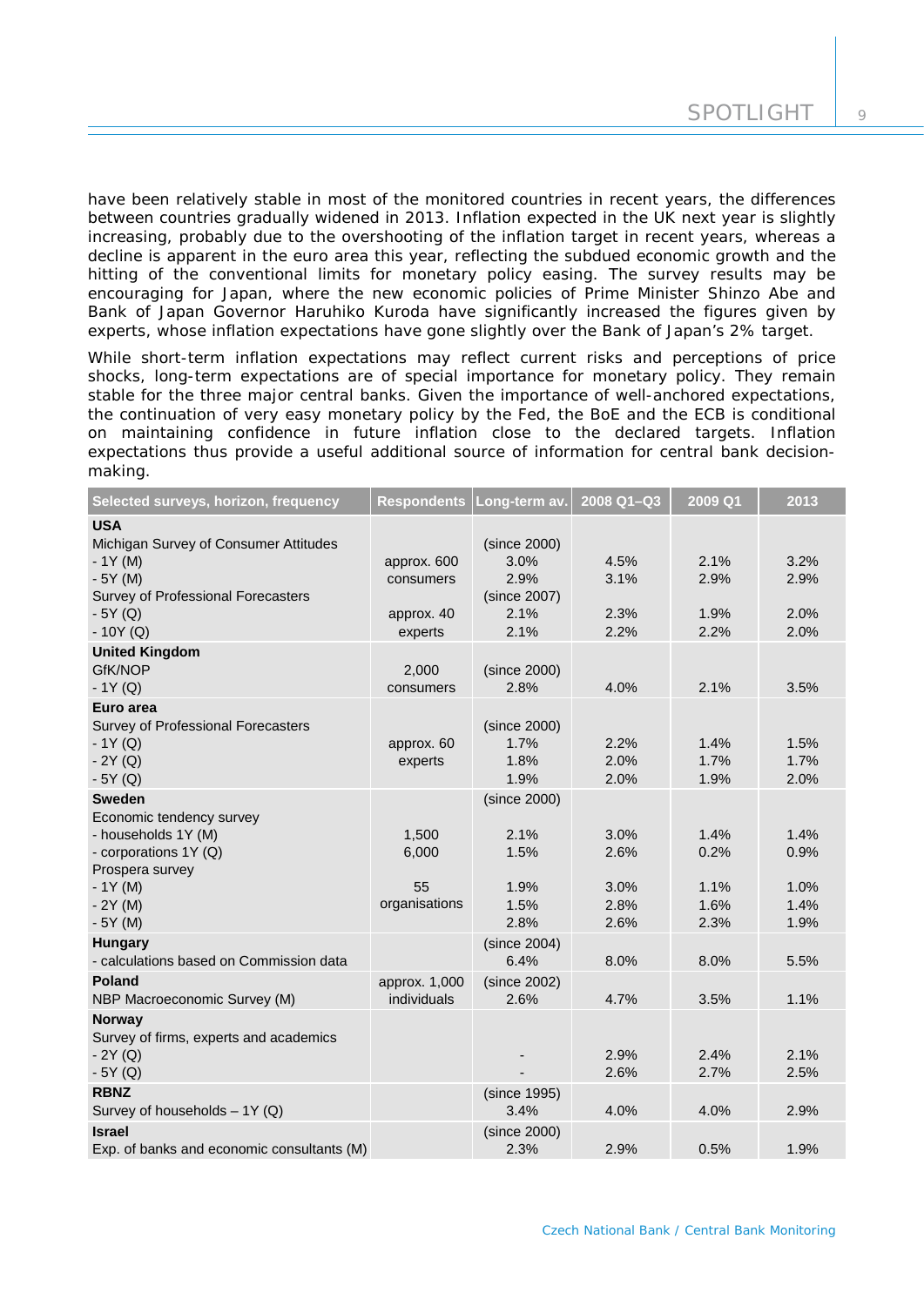have been relatively stable in most of the monitored countries in recent years, the differences between countries gradually widened in 2013. Inflation expected in the UK next year is slightly increasing, probably due to the overshooting of the inflation target in recent years, whereas a decline is apparent in the euro area this year, reflecting the subdued economic growth and the hitting of the conventional limits for monetary policy easing. The survey results may be encouraging for Japan, where the new economic policies of Prime Minister Shinzo Abe and Bank of Japan Governor Haruhiko Kuroda have significantly increased the figures given by experts, whose inflation expectations have gone slightly over the Bank of Japan's 2% target.

While short-term inflation expectations may reflect current risks and perceptions of price shocks, long-term expectations are of special importance for monetary policy. They remain stable for the three major central banks. Given the importance of well-anchored expectations, the continuation of very easy monetary policy by the Fed, the BoE and the ECB is conditional on maintaining confidence in future inflation close to the declared targets. Inflation expectations thus provide a useful additional source of information for central bank decision-making.

| Selected surveys, horizon, frequency | Respondents | Long-term av. | 2008 Q1–Q3 | 2009 Q1 | 2013 |
|---|---|---|---|---|---|
| **USA** | | | | | |
| Michigan Survey of Consumer Attitudes | | (since 2000) | | | |
| - 1Y (M) | approx. 600 | 3.0% | 4.5% | 2.1% | 3.2% |
| - 5Y (M) | consumers | 2.9% | 3.1% | 2.9% | 2.9% |
| Survey of Professional Forecasters | | (since 2007) | | | |
| - 5Y (Q) | approx. 40 | 2.1% | 2.3% | 1.9% | 2.0% |
| - 10Y (Q) | experts | 2.1% | 2.2% | 2.2% | 2.0% |
| **United Kingdom** | | | | | |
| GfK/NOP | 2,000 | (since 2000) | | | |
| - 1Y (Q) | consumers | 2.8% | 4.0% | 2.1% | 3.5% |
| **Euro area** | | | | | |
| Survey of Professional Forecasters | | (since 2000) | | | |
| - 1Y (Q) | approx. 60 | 1.7% | 2.2% | 1.4% | 1.5% |
| - 2Y (Q) | experts | 1.8% | 2.0% | 1.7% | 1.7% |
| - 5Y (Q) | | 1.9% | 2.0% | 1.9% | 2.0% |
| **Sweden** | | (since 2000) | | | |
| Economic tendency survey | | | | | |
| - households 1Y (M) | 1,500 | 2.1% | 3.0% | 1.4% | 1.4% |
| - corporations 1Y (Q) | 6,000 | 1.5% | 2.6% | 0.2% | 0.9% |
| Prospera survey | | | | | |
| - 1Y (M) | 55 | 1.9% | 3.0% | 1.1% | 1.0% |
| - 2Y (M) | organisations | 1.5% | 2.8% | 1.6% | 1.4% |
| - 5Y (M) | | 2.8% | 2.6% | 2.3% | 1.9% |
| **Hungary** | | (since 2004) | | | |
| - calculations based on Commission data | | 6.4% | 8.0% | 8.0% | 5.5% |
| **Poland** | approx. 1,000 | (since 2002) | | | |
| NBP Macroeconomic Survey (M) | individuals | 2.6% | 4.7% | 3.5% | 1.1% |
| **Norway** | | | | | |
| Survey of firms, experts and academics | | | | | |
| - 2Y (Q) | | - | 2.9% | 2.4% | 2.1% |
| - 5Y (Q) | | - | 2.6% | 2.7% | 2.5% |
| **RBNZ** | | (since 1995) | | | |
| Survey of households – 1Y (Q) | | 3.4% | 4.0% | 4.0% | 2.9% |
| **Israel** | | (since 2000) | | | |
| Exp. of banks and economic consultants (M) | | 2.3% | 2.9% | 0.5% | 1.9% |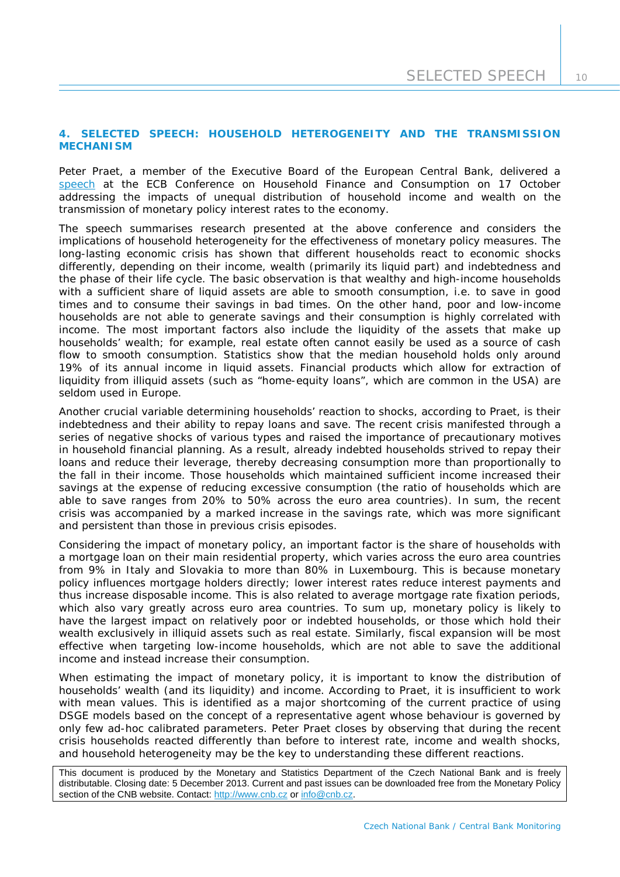## 4. SELECTED SPEECH: HOUSEHOLD HETEROGENEITY AND THE TRANSMISSION MECHANISM

Peter Praet, a member of the Executive Board of the European Central Bank, delivered a speech at the ECB Conference on Household Finance and Consumption on 17 October addressing the impacts of unequal distribution of household income and wealth on the transmission of monetary policy interest rates to the economy.

The speech summarises research presented at the above conference and considers the implications of household heterogeneity for the effectiveness of monetary policy measures. The long-lasting economic crisis has shown that different households react to economic shocks differently, depending on their income, wealth (primarily its liquid part) and indebtedness and the phase of their life cycle. The basic observation is that wealthy and high-income households with a sufficient share of liquid assets are able to smooth consumption, i.e. to save in good times and to consume their savings in bad times. On the other hand, poor and low-income households are not able to generate savings and their consumption is highly correlated with income. The most important factors also include the liquidity of the assets that make up households' wealth; for example, real estate often cannot easily be used as a source of cash flow to smooth consumption. Statistics show that the median household holds only around 19% of its annual income in liquid assets. Financial products which allow for extraction of liquidity from illiquid assets (such as "home-equity loans", which are common in the USA) are seldom used in Europe.

Another crucial variable determining households' reaction to shocks, according to Praet, is their indebtedness and their ability to repay loans and save. The recent crisis manifested through a series of negative shocks of various types and raised the importance of precautionary motives in household financial planning. As a result, already indebted households strived to repay their loans and reduce their leverage, thereby decreasing consumption more than proportionally to the fall in their income. Those households which maintained sufficient income increased their savings at the expense of reducing excessive consumption (the ratio of households which are able to save ranges from 20% to 50% across the euro area countries). In sum, the recent crisis was accompanied by a marked increase in the savings rate, which was more significant and persistent than those in previous crisis episodes.

Considering the impact of monetary policy, an important factor is the share of households with a mortgage loan on their main residential property, which varies across the euro area countries from 9% in Italy and Slovakia to more than 80% in Luxembourg. This is because monetary policy influences mortgage holders directly; lower interest rates reduce interest payments and thus increase disposable income. This is also related to average mortgage rate fixation periods, which also vary greatly across euro area countries. To sum up, monetary policy is likely to have the largest impact on relatively poor or indebted households, or those which hold their wealth exclusively in illiquid assets such as real estate. Similarly, fiscal expansion will be most effective when targeting low-income households, which are not able to save the additional income and instead increase their consumption.

When estimating the impact of monetary policy, it is important to know the distribution of households' wealth (and its liquidity) and income. According to Praet, it is insufficient to work with mean values. This is identified as a major shortcoming of the current practice of using DSGE models based on the concept of a representative agent whose behaviour is governed by only few ad-hoc calibrated parameters. Peter Praet closes by observing that during the recent crisis households reacted differently than before to interest rate, income and wealth shocks, and household heterogeneity may be the key to understanding these different reactions.

This document is produced by the Monetary and Statistics Department of the Czech National Bank and is freely distributable. Closing date: 5 December 2013. Current and past issues can be downloaded free from the Monetary Policy section of the CNB website. Contact: http://www.cnb.cz or info@cnb.cz.